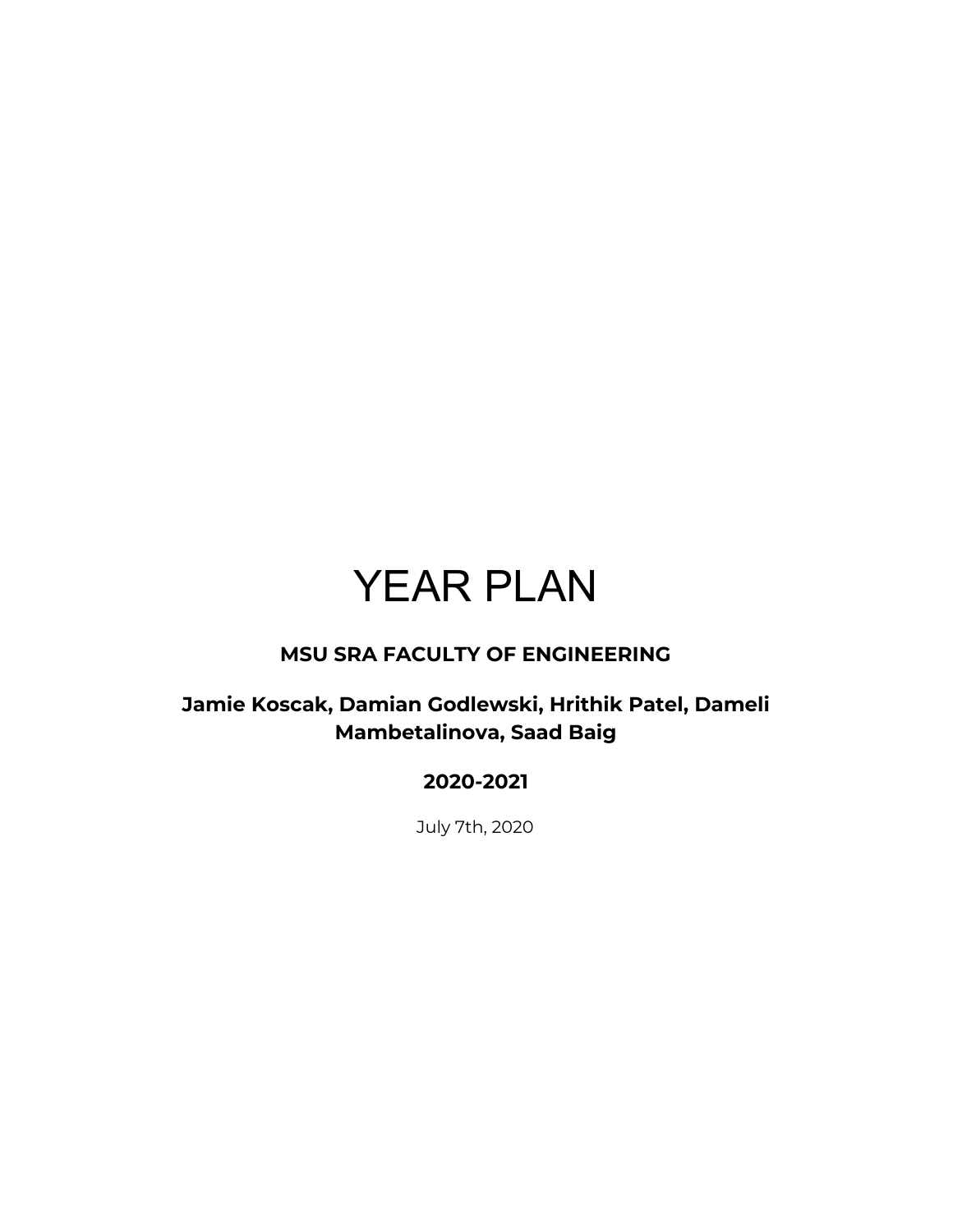# YEAR PLAN

**MSU SRA FACULTY OF ENGINEERING**

**Jamie Koscak, Damian Godlewski, Hrithik Patel, Dameli Mambetalinova, Saad Baig**

**2020-2021**

July 7th, 2020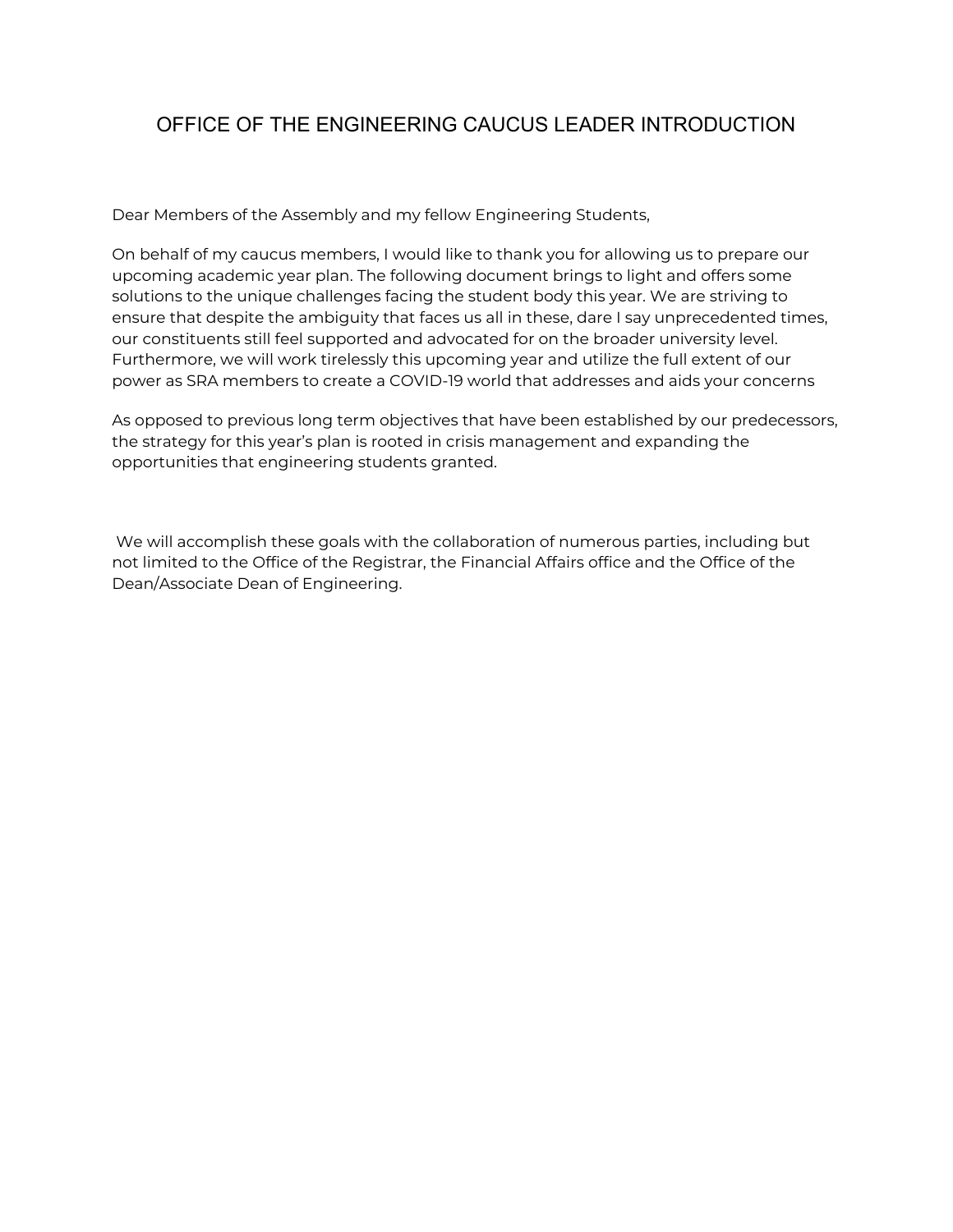# OFFICE OF THE ENGINEERING CAUCUS LEADER INTRODUCTION

Dear Members of the Assembly and my fellow Engineering Students,

On behalf of my caucus members, I would like to thank you for allowing us to prepare our upcoming academic year plan. The following document brings to light and offers some solutions to the unique challenges facing the student body this year. We are striving to ensure that despite the ambiguity that faces us all in these, dare I say unprecedented times, our constituents still feel supported and advocated for on the broader university level. Furthermore, we will work tirelessly this upcoming year and utilize the full extent of our power as SRA members to create a COVID-19 world that addresses and aids your concerns

As opposed to previous long term objectives that have been established by our predecessors, the strategy for this year's plan is rooted in crisis management and expanding the opportunities that engineering students granted.

We will accomplish these goals with the collaboration of numerous parties, including but not limited to the Office of the Registrar, the Financial Affairs office and the Office of the Dean/Associate Dean of Engineering.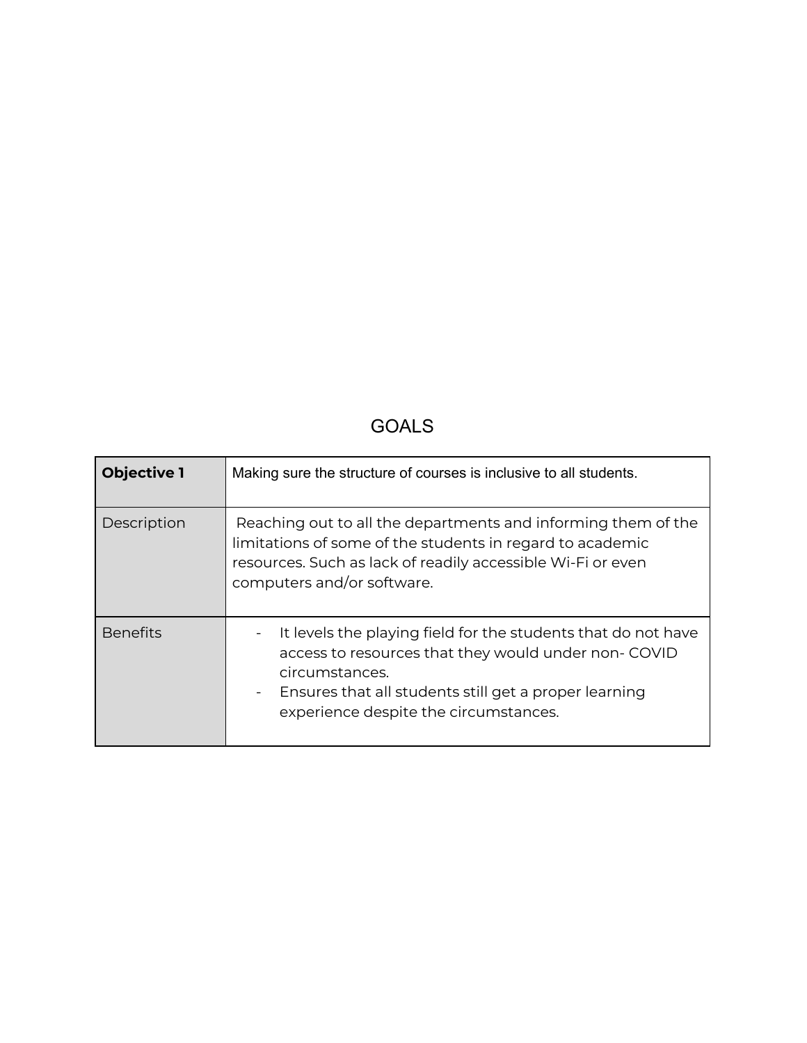## GOALS

| **Objective 1** | Making sure the structure of courses is inclusive to all students. |
|---|---|
| Description | Reaching out to all the departments and informing them of the limitations of some of the students in regard to academic resources. Such as lack of readily accessible Wi-Fi or even computers and/or software. |
| Benefits | - It levels the playing field for the students that do not have access to resources that they would under non- COVID circumstances.<br>- Ensures that all students still get a proper learning experience despite the circumstances. |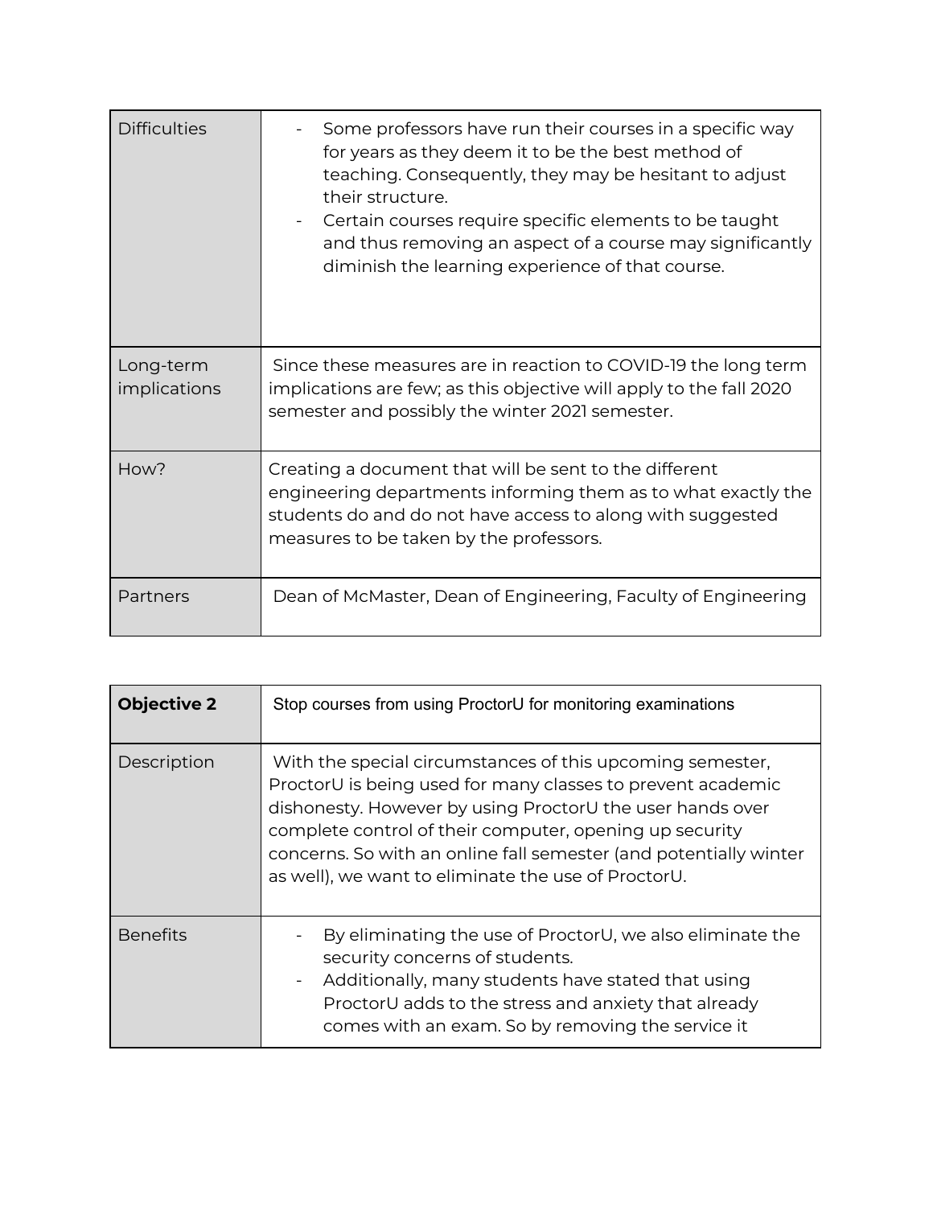| Difficulties | - Some professors have run their courses in a specific way for years as they deem it to be the best method of teaching. Consequently, they may be hesitant to adjust their structure.<br>- Certain courses require specific elements to be taught and thus removing an aspect of a course may significantly diminish the learning experience of that course. |
|---|---|
| Long-term implications | Since these measures are in reaction to COVID-19 the long term implications are few; as this objective will apply to the fall 2020 semester and possibly the winter 2021 semester. |
| How? | Creating a document that will be sent to the different engineering departments informing them as to what exactly the students do and do not have access to along with suggested measures to be taken by the professors. |
| Partners | Dean of McMaster, Dean of Engineering, Faculty of Engineering |

| **Objective 2** | Stop courses from using ProctorU for monitoring examinations |
|---|---|
| Description | With the special circumstances of this upcoming semester, ProctorU is being used for many classes to prevent academic dishonesty. However by using ProctorU the user hands over complete control of their computer, opening up security concerns. So with an online fall semester (and potentially winter as well), we want to eliminate the use of ProctorU. |
| Benefits | - By eliminating the use of ProctorU, we also eliminate the security concerns of students.<br>- Additionally, many students have stated that using ProctorU adds to the stress and anxiety that already comes with an exam. So by removing the service it |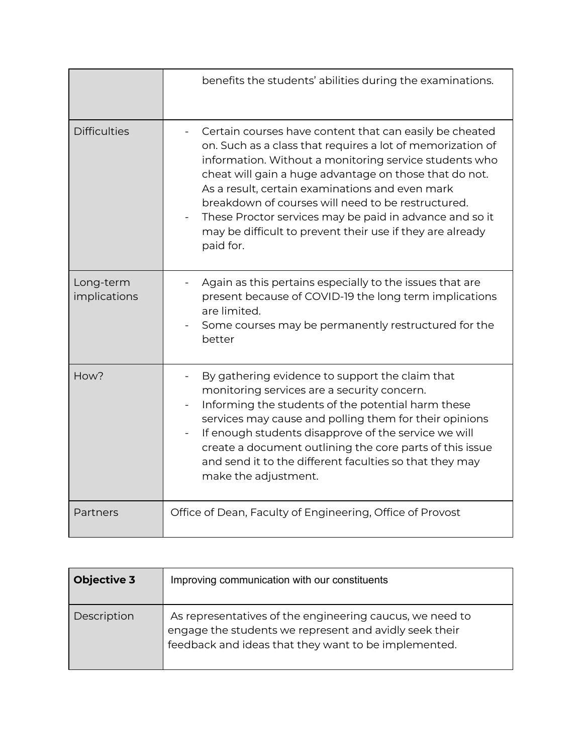| | |
|---|---|
| | benefits the students' abilities during the examinations. |
| Difficulties | - Certain courses have content that can easily be cheated on. Such as a class that requires a lot of memorization of information. Without a monitoring service students who cheat will gain a huge advantage on those that do not. As a result, certain examinations and even mark breakdown of courses will need to be restructured.<br>- These Proctor services may be paid in advance and so it may be difficult to prevent their use if they are already paid for. |
| Long-term implications | - Again as this pertains especially to the issues that are present because of COVID-19 the long term implications are limited.<br>- Some courses may be permanently restructured for the better |
| How? | - By gathering evidence to support the claim that monitoring services are a security concern.<br>- Informing the students of the potential harm these services may cause and polling them for their opinions<br>- If enough students disapprove of the service we will create a document outlining the core parts of this issue and send it to the different faculties so that they may make the adjustment. |
| Partners | Office of Dean, Faculty of Engineering, Office of Provost |

| **Objective 3** | Improving communication with our constituents |
|---|---|
| Description | As representatives of the engineering caucus, we need to engage the students we represent and avidly seek their feedback and ideas that they want to be implemented. |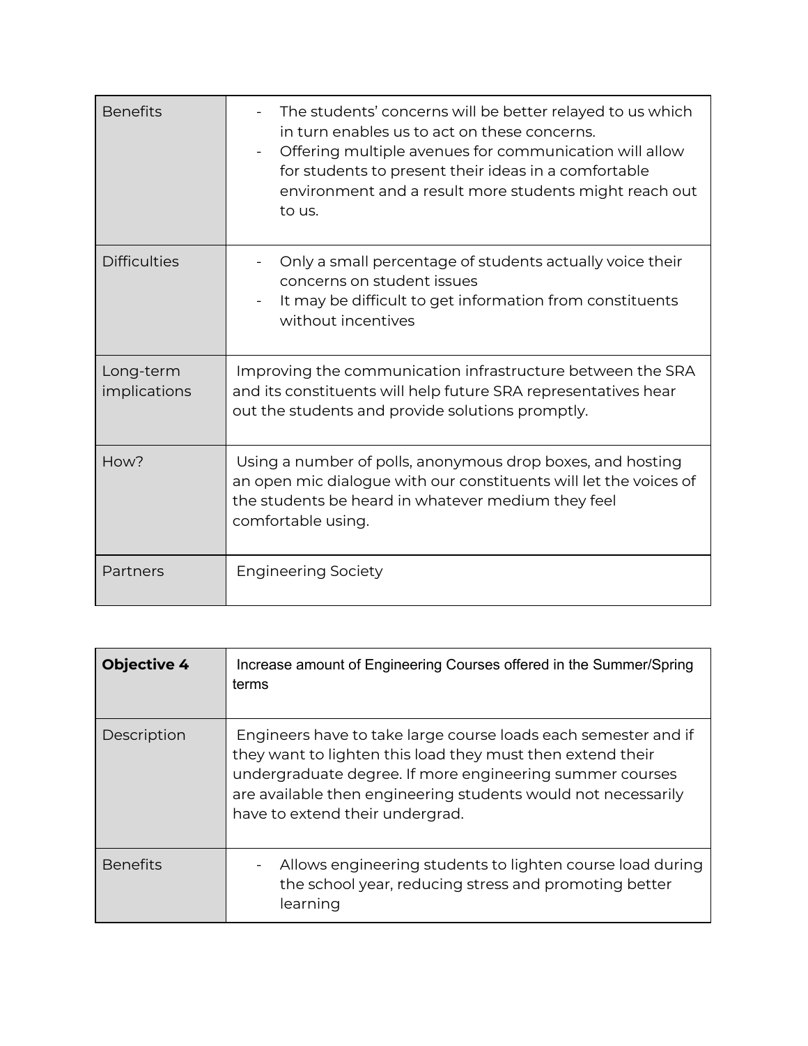| Benefits | - The students' concerns will be better relayed to us which in turn enables us to act on these concerns.<br>- Offering multiple avenues for communication will allow for students to present their ideas in a comfortable environment and a result more students might reach out to us. |
|---|---|
| Difficulties | - Only a small percentage of students actually voice their concerns on student issues<br>- It may be difficult to get information from constituents without incentives |
| Long-term implications | Improving the communication infrastructure between the SRA and its constituents will help future SRA representatives hear out the students and provide solutions promptly. |
| How? | Using a number of polls, anonymous drop boxes, and hosting an open mic dialogue with our constituents will let the voices of the students be heard in whatever medium they feel comfortable using. |
| Partners | Engineering Society |

| **Objective 4** | Increase amount of Engineering Courses offered in the Summer/Spring terms |
|---|---|
| Description | Engineers have to take large course loads each semester and if they want to lighten this load they must then extend their undergraduate degree. If more engineering summer courses are available then engineering students would not necessarily have to extend their undergrad. |
| Benefits | - Allows engineering students to lighten course load during the school year, reducing stress and promoting better learning |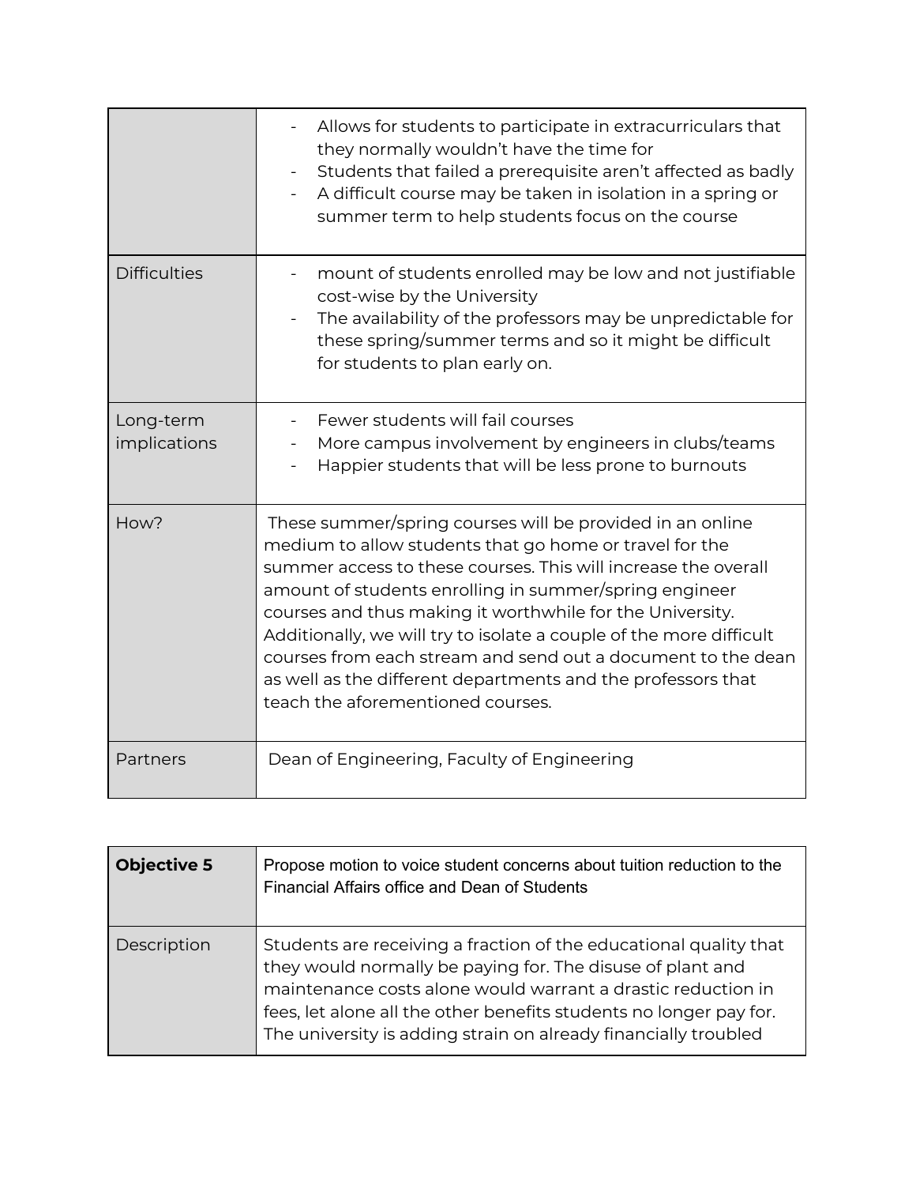| | |
|---|---|
| | - Allows for students to participate in extracurriculars that they normally wouldn't have the time for<br>- Students that failed a prerequisite aren't affected as badly<br>- A difficult course may be taken in isolation in a spring or summer term to help students focus on the course |
| Difficulties | - mount of students enrolled may be low and not justifiable cost-wise by the University<br>- The availability of the professors may be unpredictable for these spring/summer terms and so it might be difficult for students to plan early on. |
| Long-term implications | - Fewer students will fail courses<br>- More campus involvement by engineers in clubs/teams<br>- Happier students that will be less prone to burnouts |
| How? | These summer/spring courses will be provided in an online medium to allow students that go home or travel for the summer access to these courses. This will increase the overall amount of students enrolling in summer/spring engineer courses and thus making it worthwhile for the University. Additionally, we will try to isolate a couple of the more difficult courses from each stream and send out a document to the dean as well as the different departments and the professors that teach the aforementioned courses. |
| Partners | Dean of Engineering, Faculty of Engineering |

| **Objective 5** | Propose motion to voice student concerns about tuition reduction to the Financial Affairs office and Dean of Students |
|---|---|
| Description | Students are receiving a fraction of the educational quality that they would normally be paying for. The disuse of plant and maintenance costs alone would warrant a drastic reduction in fees, let alone all the other benefits students no longer pay for. The university is adding strain on already financially troubled |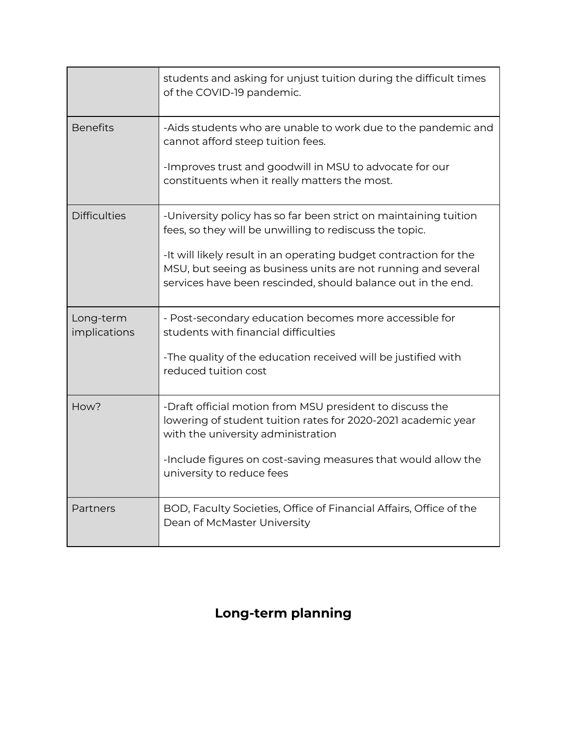| | |
|---|---|
| | students and asking for unjust tuition during the difficult times of the COVID-19 pandemic. |
| Benefits | -Aids students who are unable to work due to the pandemic and cannot afford steep tuition fees.<br><br>-Improves trust and goodwill in MSU to advocate for our constituents when it really matters the most. |
| Difficulties | -University policy has so far been strict on maintaining tuition fees, so they will be unwilling to rediscuss the topic.<br><br>-It will likely result in an operating budget contraction for the MSU, but seeing as business units are not running and several services have been rescinded, should balance out in the end. |
| Long-term implications | - Post-secondary education becomes more accessible for students with financial difficulties<br><br>-The quality of the education received will be justified with reduced tuition cost |
| How? | -Draft official motion from MSU president to discuss the lowering of student tuition rates for 2020-2021 academic year with the university administration<br><br>-Include figures on cost-saving measures that would allow the university to reduce fees |
| Partners | BOD, Faculty Societies, Office of Financial Affairs, Office of the Dean of McMaster University |

## Long-term planning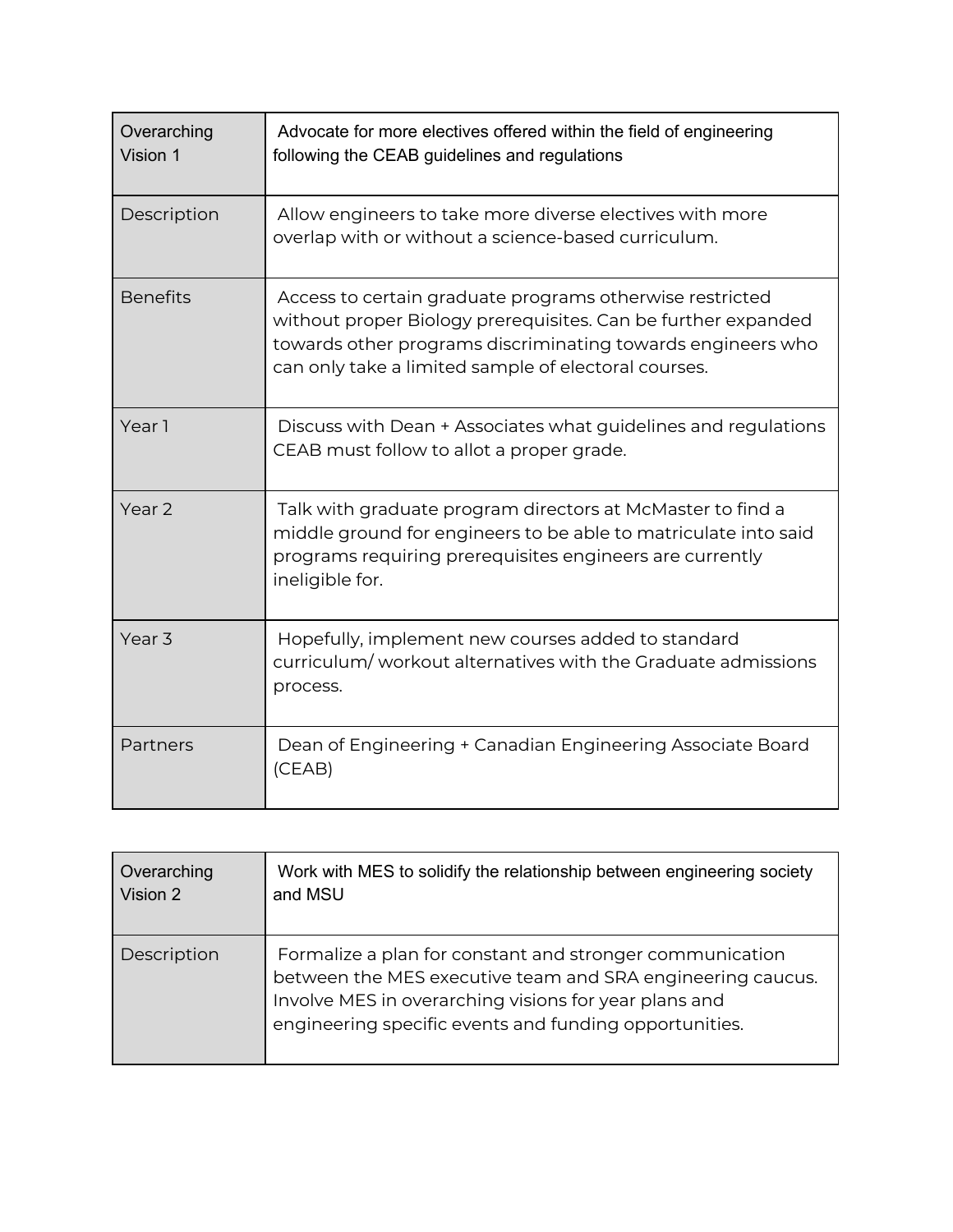| Overarching Vision 1 | Advocate for more electives offered within the field of engineering following the CEAB guidelines and regulations |
| --- | --- |
| Description | Allow engineers to take more diverse electives with more overlap with or without a science-based curriculum. |
| Benefits | Access to certain graduate programs otherwise restricted without proper Biology prerequisites. Can be further expanded towards other programs discriminating towards engineers who can only take a limited sample of electoral courses. |
| Year 1 | Discuss with Dean + Associates what guidelines and regulations CEAB must follow to allot a proper grade. |
| Year 2 | Talk with graduate program directors at McMaster to find a middle ground for engineers to be able to matriculate into said programs requiring prerequisites engineers are currently ineligible for. |
| Year 3 | Hopefully, implement new courses added to standard curriculum/ workout alternatives with the Graduate admissions process. |
| Partners | Dean of Engineering + Canadian Engineering Associate Board (CEAB) |

| Overarching Vision 2 | Work with MES to solidify the relationship between engineering society and MSU |
| --- | --- |
| Description | Formalize a plan for constant and stronger communication between the MES executive team and SRA engineering caucus. Involve MES in overarching visions for year plans and engineering specific events and funding opportunities. |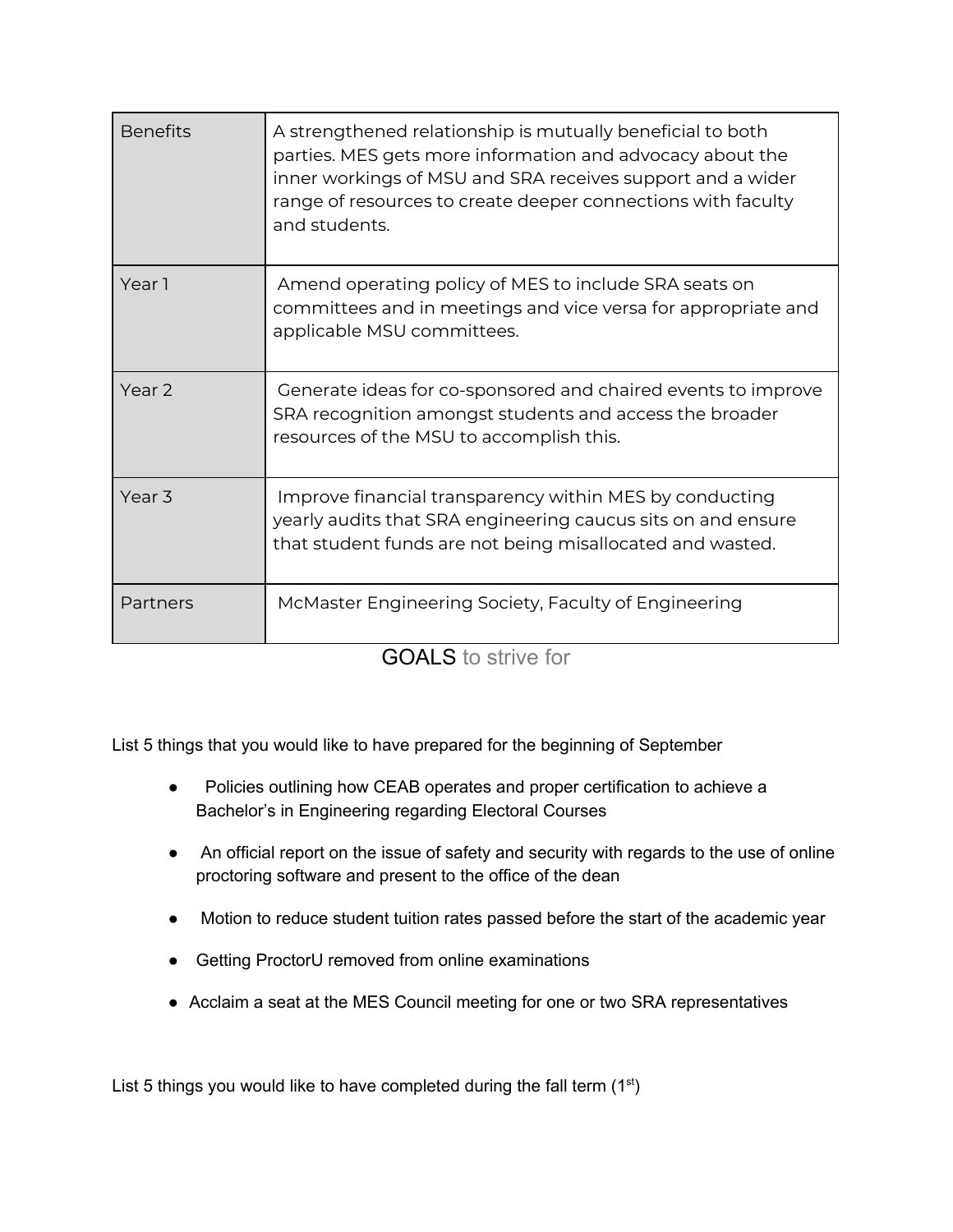| Benefits | A strengthened relationship is mutually beneficial to both parties. MES gets more information and advocacy about the inner workings of MSU and SRA receives support and a wider range of resources to create deeper connections with faculty and students. |
| --- | --- |
| Year 1 | Amend operating policy of MES to include SRA seats on committees and in meetings and vice versa for appropriate and applicable MSU committees. |
| Year 2 | Generate ideas for co-sponsored and chaired events to improve SRA recognition amongst students and access the broader resources of the MSU to accomplish this. |
| Year 3 | Improve financial transparency within MES by conducting yearly audits that SRA engineering caucus sits on and ensure that student funds are not being misallocated and wasted. |
| Partners | McMaster Engineering Society, Faculty of Engineering |

## GOALS to strive for

List 5 things that you would like to have prepared for the beginning of September

- Policies outlining how CEAB operates and proper certification to achieve a Bachelor's in Engineering regarding Electoral Courses
- An official report on the issue of safety and security with regards to the use of online proctoring software and present to the office of the dean
- Motion to reduce student tuition rates passed before the start of the academic year
- Getting ProctorU removed from online examinations
- Acclaim a seat at the MES Council meeting for one or two SRA representatives

List 5 things you would like to have completed during the fall term (1st)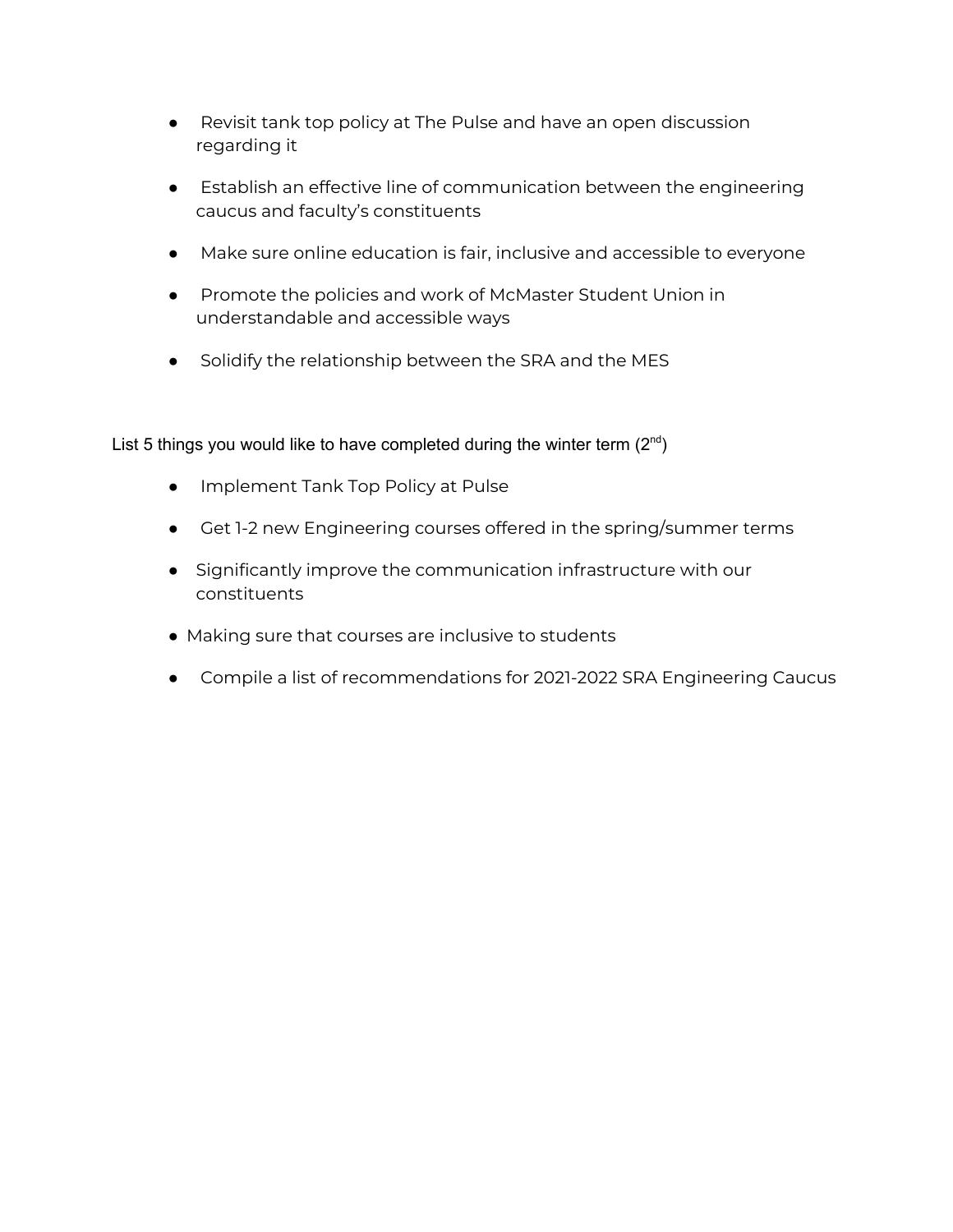- Revisit tank top policy at The Pulse and have an open discussion regarding it
- Establish an effective line of communication between the engineering caucus and faculty's constituents
- Make sure online education is fair, inclusive and accessible to everyone
- Promote the policies and work of McMaster Student Union in understandable and accessible ways
- Solidify the relationship between the SRA and the MES

List 5 things you would like to have completed during the winter term (2nd)

- Implement Tank Top Policy at Pulse
- Get 1-2 new Engineering courses offered in the spring/summer terms
- Significantly improve the communication infrastructure with our constituents
- Making sure that courses are inclusive to students
- Compile a list of recommendations for 2021-2022 SRA Engineering Caucus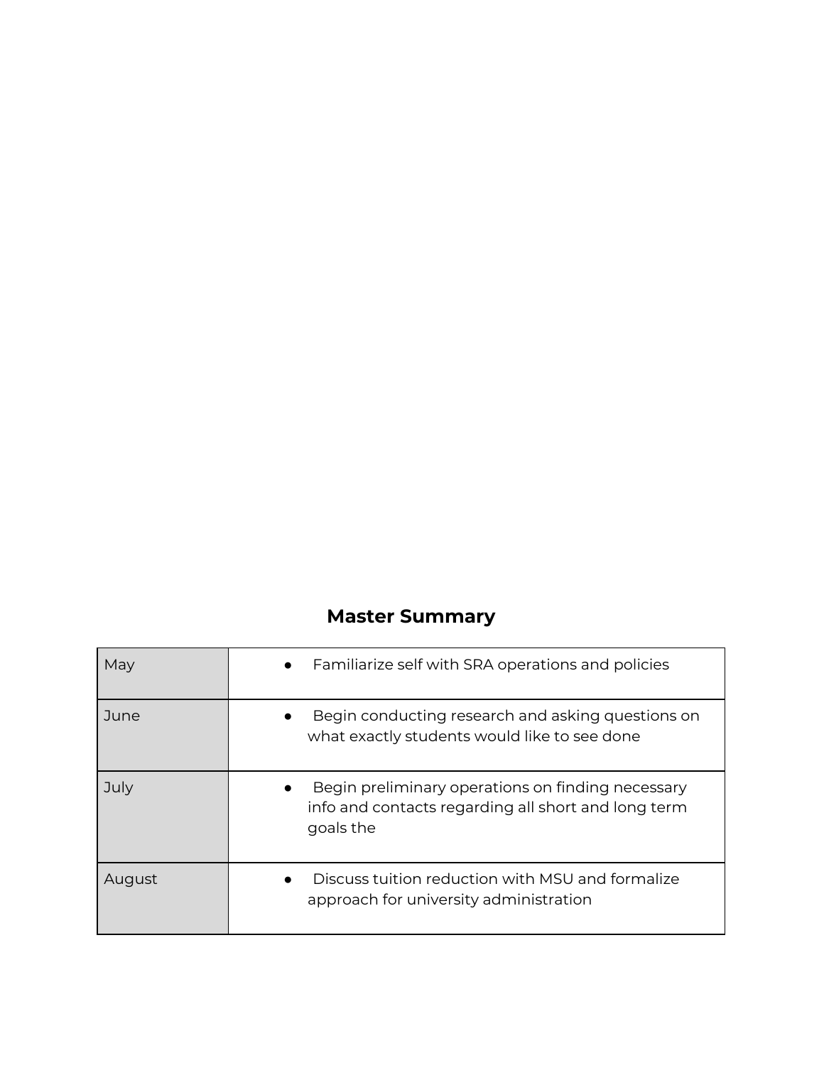## Master Summary

| | |
|---|---|
| May | • Familiarize self with SRA operations and policies |
| June | • Begin conducting research and asking questions on what exactly students would like to see done |
| July | • Begin preliminary operations on finding necessary info and contacts regarding all short and long term goals the |
| August | • Discuss tuition reduction with MSU and formalize approach for university administration |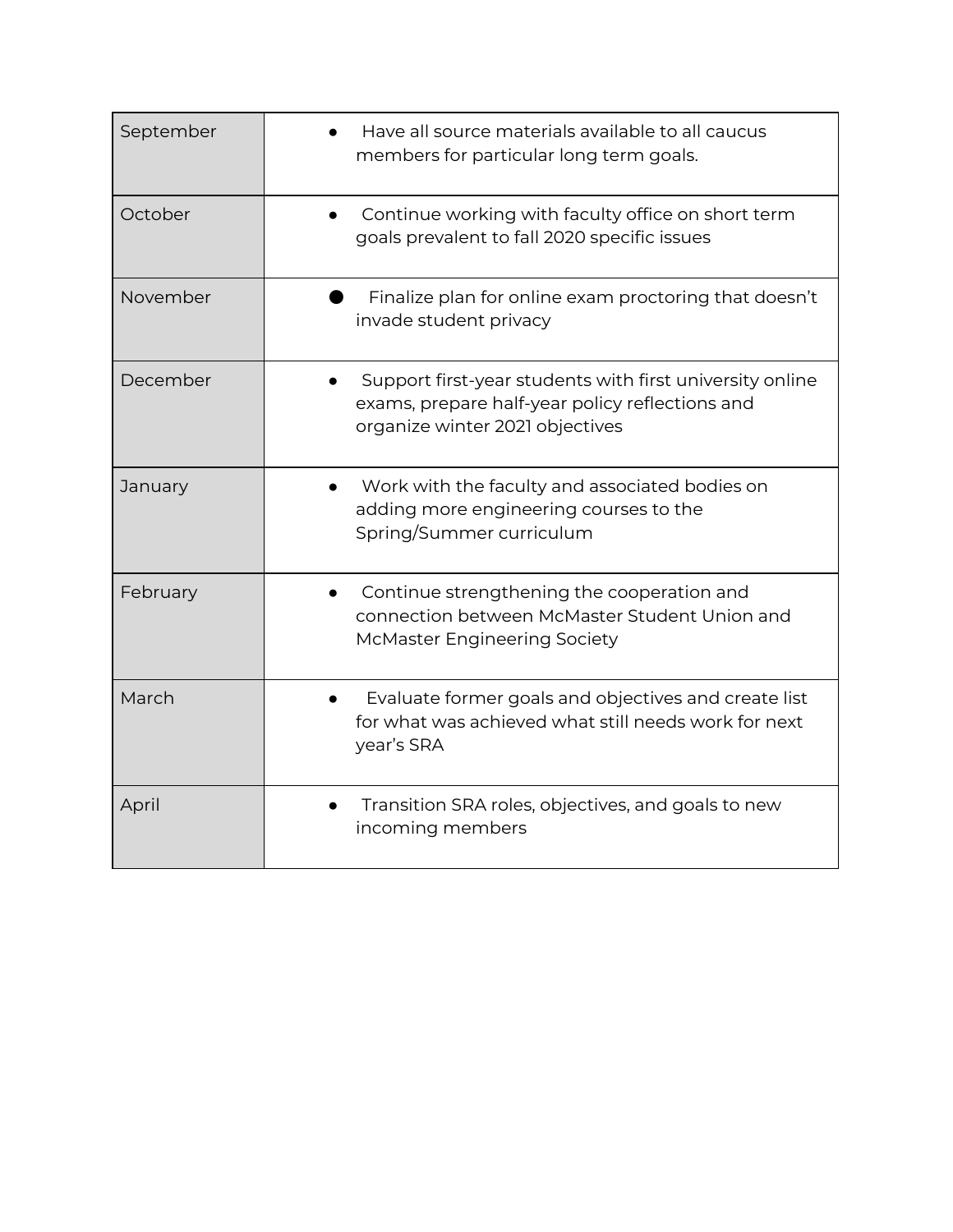| | |
|---|---|
| September | • Have all source materials available to all caucus members for particular long term goals. |
| October | • Continue working with faculty office on short term goals prevalent to fall 2020 specific issues |
| November | • Finalize plan for online exam proctoring that doesn't invade student privacy |
| December | • Support first-year students with first university online exams, prepare half-year policy reflections and organize winter 2021 objectives |
| January | • Work with the faculty and associated bodies on adding more engineering courses to the Spring/Summer curriculum |
| February | • Continue strengthening the cooperation and connection between McMaster Student Union and McMaster Engineering Society |
| March | • Evaluate former goals and objectives and create list for what was achieved what still needs work for next year's SRA |
| April | • Transition SRA roles, objectives, and goals to new incoming members |